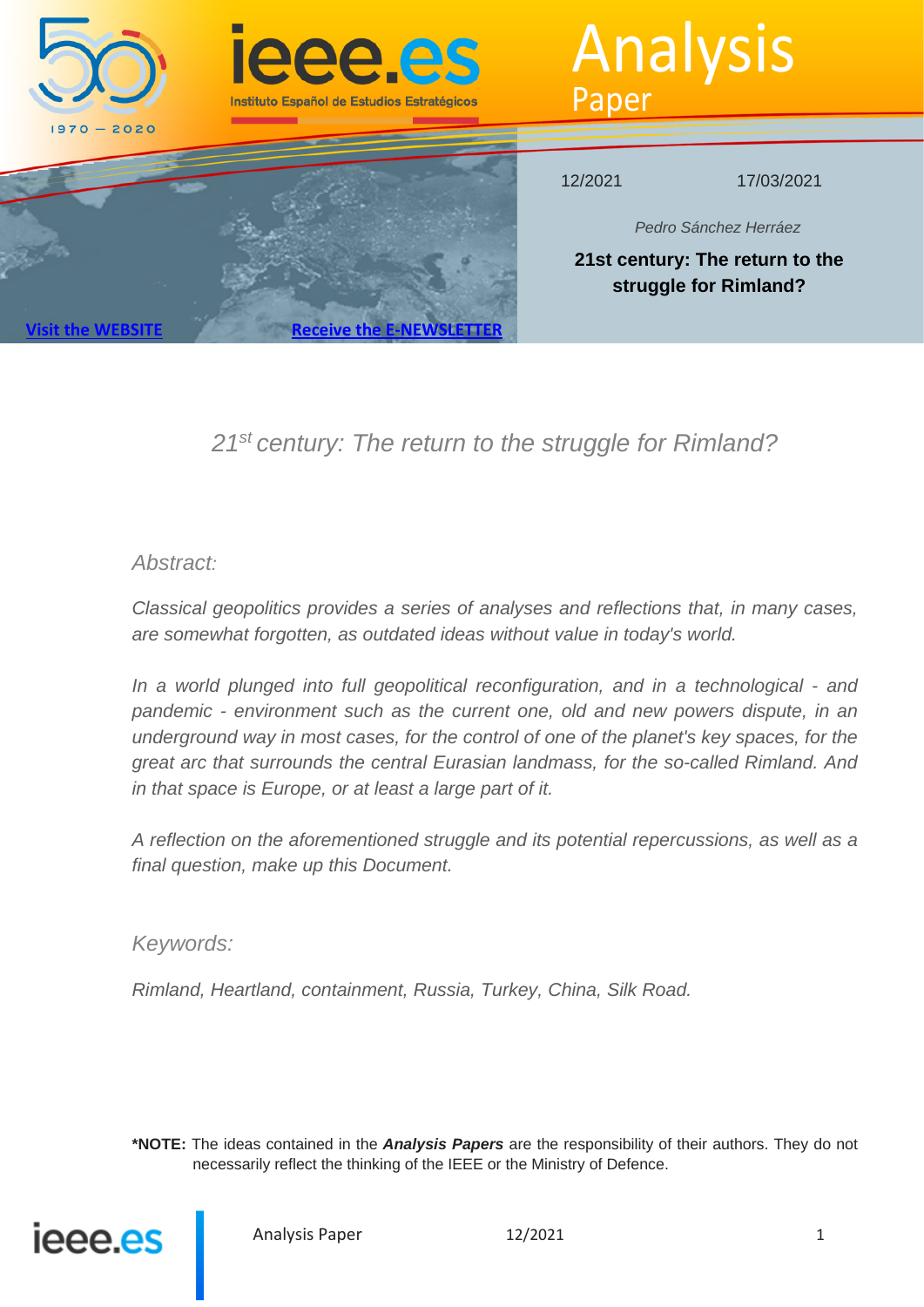12/2021 17/03/2021

*Pedro Sánchez Herráez*

**21st century: The return to the struggle for Rimland?**

Visit the WEBSITE

Receive the E-NEWSLETTER

# *21st century: The return to the struggle for Rimland?*

*Abstract:*

*Classical geopolitics provides a series of analyses and reflections that, in many cases, are somewhat forgotten, as outdated ideas without value in today's world.*

*In a world plunged into full geopolitical reconfiguration, and in a technological - and pandemic - environment such as the current one, old and new powers dispute, in an underground way in most cases, for the control of one of the planet's key spaces, for the great arc that surrounds the central Eurasian landmass, for the so-called Rimland. And in that space is Europe, or at least a large part of it.*

*A reflection on the aforementioned struggle and its potential repercussions, as well as a final question, make up this Document.*

*Keywords:*

*Rimland, Heartland, containment, Russia, Turkey, China, Silk Road.*

**\*NOTE:** The ideas contained in the ***Analysis Papers*** are the responsibility of their authors. They do not necessarily reflect the thinking of the IEEE or the Ministry of Defence.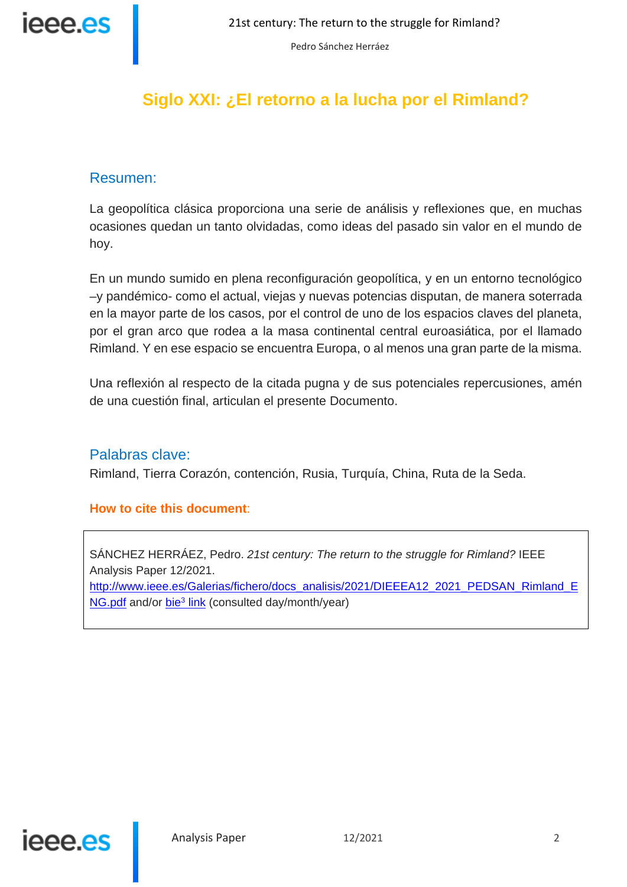# Siglo XXI: ¿El retorno a la lucha por el Rimland?

## Resumen:

La geopolítica clásica proporciona una serie de análisis y reflexiones que, en muchas ocasiones quedan un tanto olvidadas, como ideas del pasado sin valor en el mundo de hoy.

En un mundo sumido en plena reconfiguración geopolítica, y en un entorno tecnológico –y pandémico- como el actual, viejas y nuevas potencias disputan, de manera soterrada en la mayor parte de los casos, por el control de uno de los espacios claves del planeta, por el gran arco que rodea a la masa continental central euroasiática, por el llamado Rimland. Y en ese espacio se encuentra Europa, o al menos una gran parte de la misma.

Una reflexión al respecto de la citada pugna y de sus potenciales repercusiones, amén de una cuestión final, articulan el presente Documento.

## Palabras clave:

Rimland, Tierra Corazón, contención, Rusia, Turquía, China, Ruta de la Seda.

**How to cite this document**:

SÁNCHEZ HERRÁEZ, Pedro. *21st century: The return to the struggle for Rimland?* IEEE Analysis Paper 12/2021. http://www.ieee.es/Galerias/fichero/docs_analisis/2021/DIEEEA12_2021_PEDSAN_Rimland_ENG.pdf and/or bie[3] link (consulted day/month/year)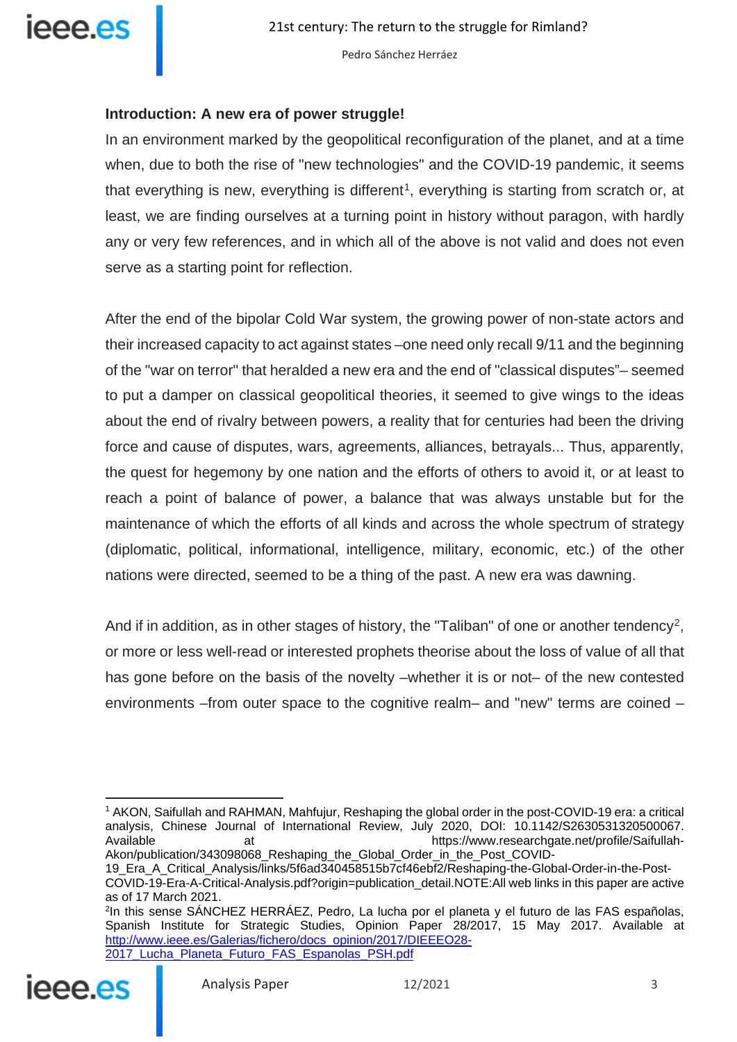### Introduction: A new era of power struggle!

In an environment marked by the geopolitical reconfiguration of the planet, and at a time when, due to both the rise of "new technologies" and the COVID-19 pandemic, it seems that everything is new, everything is different[1], everything is starting from scratch or, at least, we are finding ourselves at a turning point in history without paragon, with hardly any or very few references, and in which all of the above is not valid and does not even serve as a starting point for reflection.

After the end of the bipolar Cold War system, the growing power of non-state actors and their increased capacity to act against states –one need only recall 9/11 and the beginning of the "war on terror" that heralded a new era and the end of "classical disputes"– seemed to put a damper on classical geopolitical theories, it seemed to give wings to the ideas about the end of rivalry between powers, a reality that for centuries had been the driving force and cause of disputes, wars, agreements, alliances, betrayals... Thus, apparently, the quest for hegemony by one nation and the efforts of others to avoid it, or at least to reach a point of balance of power, a balance that was always unstable but for the maintenance of which the efforts of all kinds and across the whole spectrum of strategy (diplomatic, political, informational, intelligence, military, economic, etc.) of the other nations were directed, seemed to be a thing of the past. A new era was dawning.

And if in addition, as in other stages of history, the "Taliban" of one or another tendency[2], or more or less well-read or interested prophets theorise about the loss of value of all that has gone before on the basis of the novelty –whether it is or not– of the new contested environments –from outer space to the cognitive realm– and "new" terms are coined –

---

[1] AKON, Saifullah and RAHMAN, Mahfujur, Reshaping the global order in the post-COVID-19 era: a critical analysis, Chinese Journal of International Review, July 2020, DOI: 10.1142/S2630531320500067. Available at https://www.researchgate.net/profile/Saifullah-Akon/publication/343098068_Reshaping_the_Global_Order_in_the_Post_COVID-19_Era_A_Critical_Analysis/links/5f6ad340458515b7cf46ebf2/Reshaping-the-Global-Order-in-the-Post-COVID-19-Era-A-Critical-Analysis.pdf?origin=publication_detail.NOTE:All web links in this paper are active as of 17 March 2021.

[2] In this sense SÁNCHEZ HERRÁEZ, Pedro, La lucha por el planeta y el futuro de las FAS españolas, Spanish Institute for Strategic Studies, Opinion Paper 28/2017, 15 May 2017. Available at [http://www.ieee.es/Galerias/fichero/docs_opinion/2017/DIEEEO28-2017_Lucha_Planeta_Futuro_FAS_Espanolas_PSH.pdf](http://www.ieee.es/Galerias/fichero/docs_opinion/2017/DIEEEO28-2017_Lucha_Planeta_Futuro_FAS_Espanolas_PSH.pdf)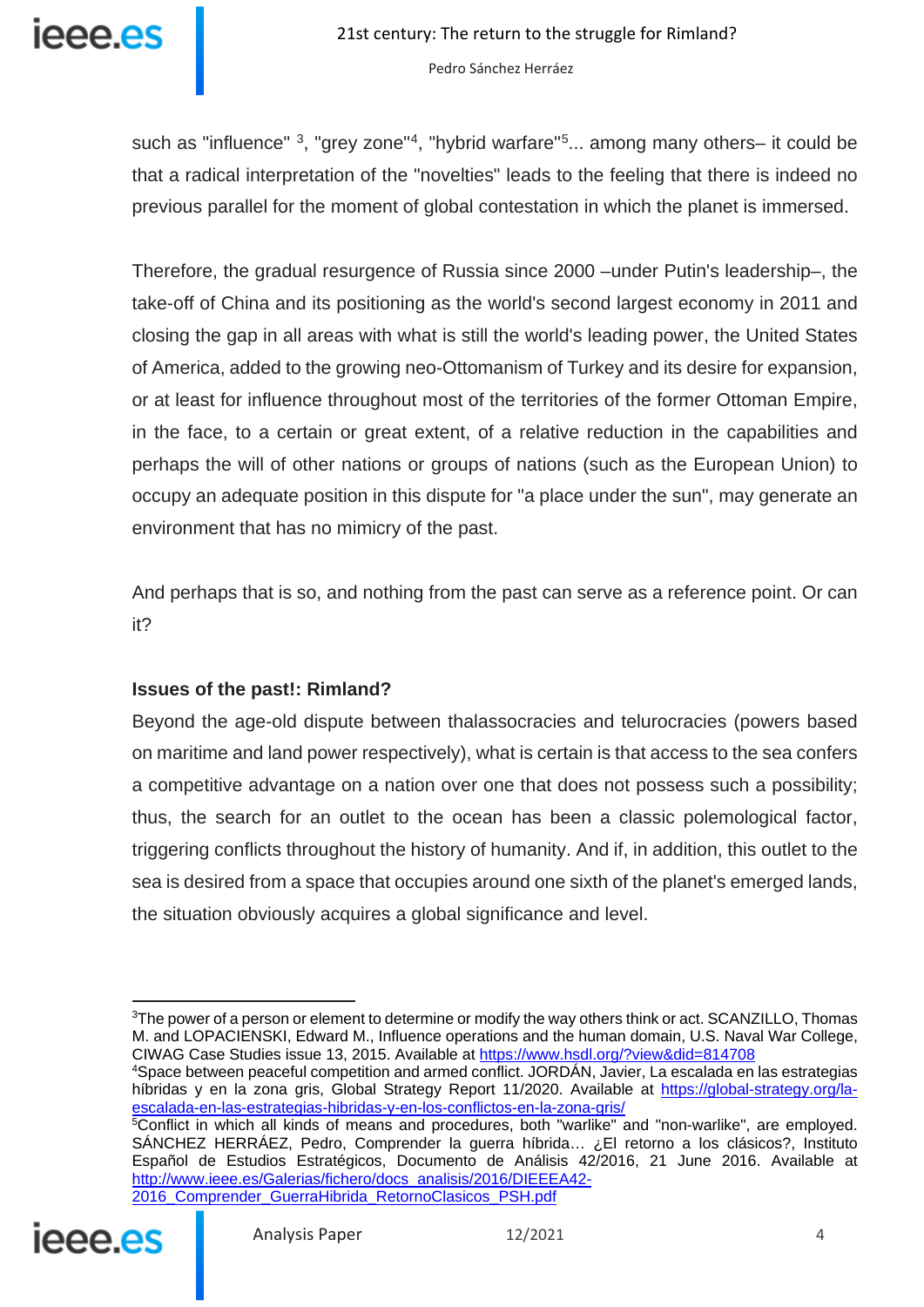such as "influence" [3], "grey zone"[4], "hybrid warfare"[5]... among many others– it could be that a radical interpretation of the "novelties" leads to the feeling that there is indeed no previous parallel for the moment of global contestation in which the planet is immersed.

Therefore, the gradual resurgence of Russia since 2000 –under Putin's leadership–, the take-off of China and its positioning as the world's second largest economy in 2011 and closing the gap in all areas with what is still the world's leading power, the United States of America, added to the growing neo-Ottomanism of Turkey and its desire for expansion, or at least for influence throughout most of the territories of the former Ottoman Empire, in the face, to a certain or great extent, of a relative reduction in the capabilities and perhaps the will of other nations or groups of nations (such as the European Union) to occupy an adequate position in this dispute for "a place under the sun", may generate an environment that has no mimicry of the past.

And perhaps that is so, and nothing from the past can serve as a reference point. Or can it?

**Issues of the past!: Rimland?**

Beyond the age-old dispute between thalassocracies and telurocracies (powers based on maritime and land power respectively), what is certain is that access to the sea confers a competitive advantage on a nation over one that does not possess such a possibility; thus, the search for an outlet to the ocean has been a classic polemological factor, triggering conflicts throughout the history of humanity. And if, in addition, this outlet to the sea is desired from a space that occupies around one sixth of the planet's emerged lands, the situation obviously acquires a global significance and level.

---

[3] The power of a person or element to determine or modify the way others think or act. SCANZILLO, Thomas M. and LOPACIENSKI, Edward M., Influence operations and the human domain, U.S. Naval War College, CIWAG Case Studies issue 13, 2015. Available at https://www.hsdl.org/?view&did=814708

[4] Space between peaceful competition and armed conflict. JORDÁN, Javier, La escalada en las estrategias híbridas y en la zona gris, Global Strategy Report 11/2020. Available at https://global-strategy.org/la-escalada-en-las-estrategias-hibridas-y-en-los-conflictos-en-la-zona-gris/

[5] Conflict in which all kinds of means and procedures, both "warlike" and "non-warlike", are employed. SÁNCHEZ HERRÁEZ, Pedro, Comprender la guerra híbrida… ¿El retorno a los clásicos?, Instituto Español de Estudios Estratégicos, Documento de Análisis 42/2016, 21 June 2016. Available at http://www.ieee.es/Galerias/fichero/docs_analisis/2016/DIEEEA42-2016_Comprender_GuerraHibrida_RetornoClasicos_PSH.pdf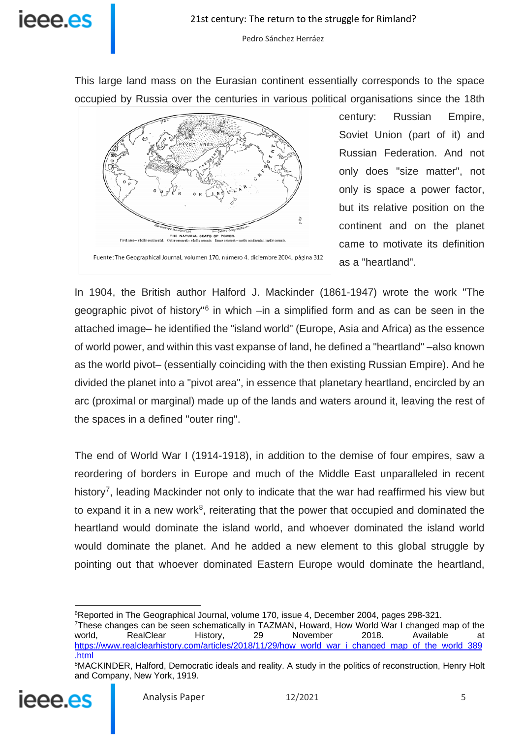This large land mass on the Eurasian continent essentially corresponds to the space occupied by Russia over the centuries in various political organisations since the 18th century: Russian Empire, Soviet Union (part of it) and Russian Federation. And not only does "size matter", not only is space a power factor, but its relative position on the continent and on the planet came to motivate its definition as a "heartland".

Fuente: The Geographical Journal, volumen 170, número 4, diciembre 2004, página 312

In 1904, the British author Halford J. Mackinder (1861-1947) wrote the work "The geographic pivot of history"[6] in which –in a simplified form and as can be seen in the attached image– he identified the "island world" (Europe, Asia and Africa) as the essence of world power, and within this vast expanse of land, he defined a "heartland" –also known as the world pivot– (essentially coinciding with the then existing Russian Empire). And he divided the planet into a "pivot area", in essence that planetary heartland, encircled by an arc (proximal or marginal) made up of the lands and waters around it, leaving the rest of the spaces in a defined "outer ring".

The end of World War I (1914-1918), in addition to the demise of four empires, saw a reordering of borders in Europe and much of the Middle East unparalleled in recent history[7], leading Mackinder not only to indicate that the war had reaffirmed his view but to expand it in a new work[8], reiterating that the power that occupied and dominated the heartland would dominate the island world, and whoever dominated the island world would dominate the planet. And he added a new element to this global struggle by pointing out that whoever dominated Eastern Europe would dominate the heartland,

---

[6]Reported in The Geographical Journal, volume 170, issue 4, December 2004, pages 298-321.

[7]These changes can be seen schematically in TAZMAN, Howard, How World War I changed map of the world, RealClear History, 29 November 2018. Available at https://www.realclearhistory.com/articles/2018/11/29/how_world_war_i_changed_map_of_the_world_389.html

[8]MACKINDER, Halford, Democratic ideals and reality. A study in the politics of reconstruction, Henry Holt and Company, New York, 1919.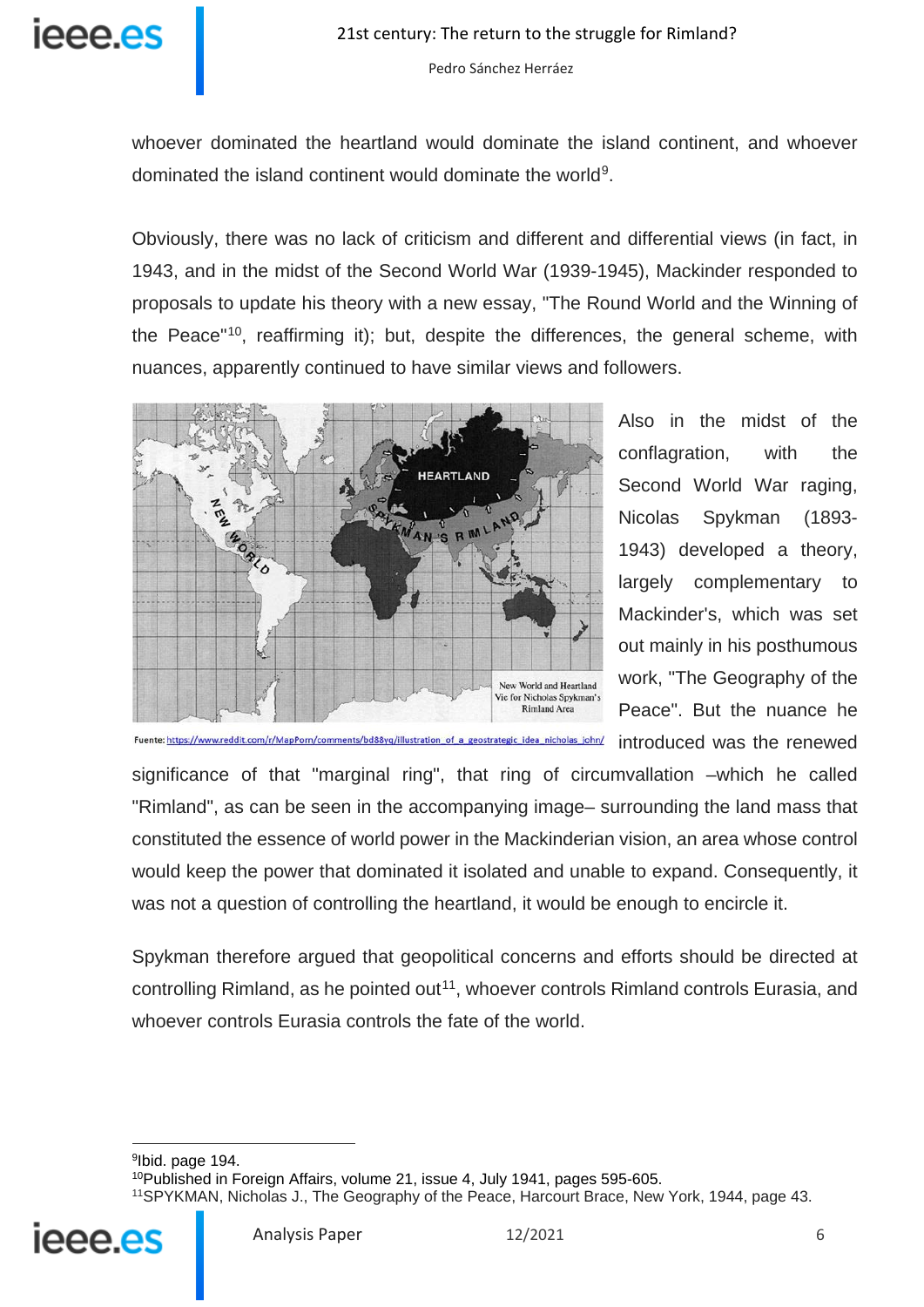whoever dominated the heartland would dominate the island continent, and whoever dominated the island continent would dominate the world[9].

Obviously, there was no lack of criticism and different and differential views (in fact, in 1943, and in the midst of the Second World War (1939-1945), Mackinder responded to proposals to update his theory with a new essay, "The Round World and the Winning of the Peace"[10], reaffirming it); but, despite the differences, the general scheme, with nuances, apparently continued to have similar views and followers.

Fuente: https://www.reddit.com/r/MapPorn/comments/bd88yq/illustration_of_a_geostrategic_idea_nicholas_john/

Also in the midst of the conflagration, with the Second World War raging, Nicolas Spykman (1893-1943) developed a theory, largely complementary to Mackinder's, which was set out mainly in his posthumous work, "The Geography of the Peace". But the nuance he introduced was the renewed significance of that "marginal ring", that ring of circumvallation –which he called "Rimland", as can be seen in the accompanying image– surrounding the land mass that constituted the essence of world power in the Mackinderian vision, an area whose control would keep the power that dominated it isolated and unable to expand. Consequently, it was not a question of controlling the heartland, it would be enough to encircle it.

Spykman therefore argued that geopolitical concerns and efforts should be directed at controlling Rimland, as he pointed out[11], whoever controls Rimland controls Eurasia, and whoever controls Eurasia controls the fate of the world.

[9] Ibid. page 194.
[10] Published in Foreign Affairs, volume 21, issue 4, July 1941, pages 595-605.
[11] SPYKMAN, Nicholas J., The Geography of the Peace, Harcourt Brace, New York, 1944, page 43.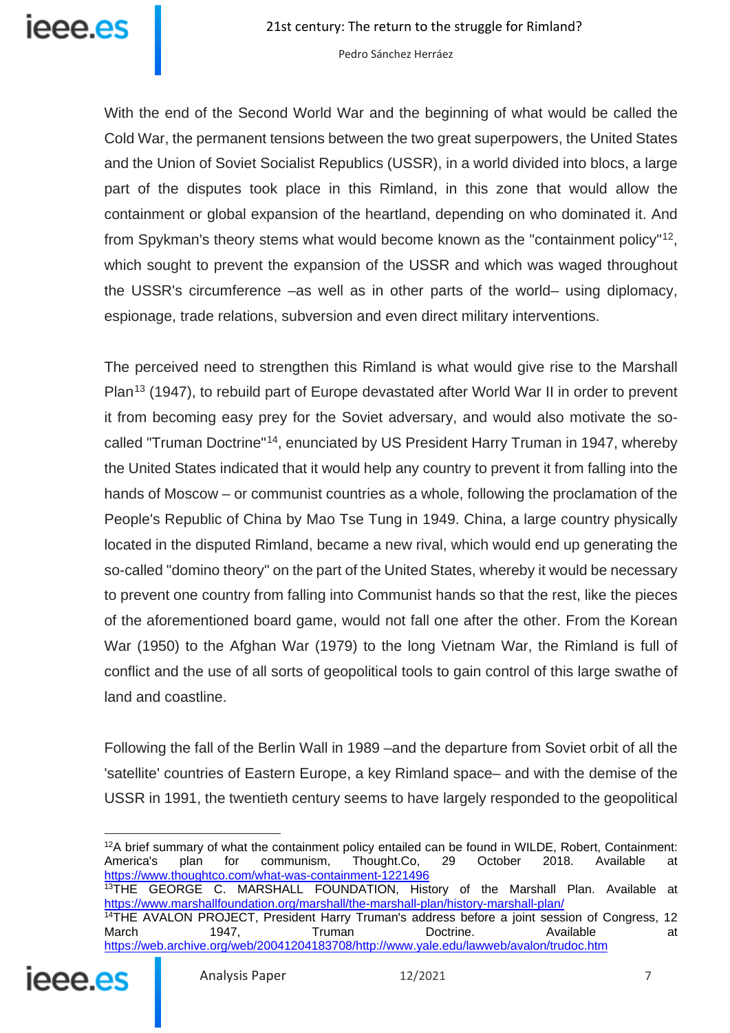With the end of the Second World War and the beginning of what would be called the Cold War, the permanent tensions between the two great superpowers, the United States and the Union of Soviet Socialist Republics (USSR), in a world divided into blocs, a large part of the disputes took place in this Rimland, in this zone that would allow the containment or global expansion of the heartland, depending on who dominated it. And from Spykman's theory stems what would become known as the "containment policy"[12], which sought to prevent the expansion of the USSR and which was waged throughout the USSR's circumference –as well as in other parts of the world– using diplomacy, espionage, trade relations, subversion and even direct military interventions.

The perceived need to strengthen this Rimland is what would give rise to the Marshall Plan[13] (1947), to rebuild part of Europe devastated after World War II in order to prevent it from becoming easy prey for the Soviet adversary, and would also motivate the so-called "Truman Doctrine"[14], enunciated by US President Harry Truman in 1947, whereby the United States indicated that it would help any country to prevent it from falling into the hands of Moscow – or communist countries as a whole, following the proclamation of the People's Republic of China by Mao Tse Tung in 1949. China, a large country physically located in the disputed Rimland, became a new rival, which would end up generating the so-called "domino theory" on the part of the United States, whereby it would be necessary to prevent one country from falling into Communist hands so that the rest, like the pieces of the aforementioned board game, would not fall one after the other. From the Korean War (1950) to the Afghan War (1979) to the long Vietnam War, the Rimland is full of conflict and the use of all sorts of geopolitical tools to gain control of this large swathe of land and coastline.

Following the fall of the Berlin Wall in 1989 –and the departure from Soviet orbit of all the 'satellite' countries of Eastern Europe, a key Rimland space– and with the demise of the USSR in 1991, the twentieth century seems to have largely responded to the geopolitical

---

[12] A brief summary of what the containment policy entailed can be found in WILDE, Robert, Containment: America's plan for communism, Thought.Co, 29 October 2018. Available at https://www.thoughtco.com/what-was-containment-1221496

[13] THE GEORGE C. MARSHALL FOUNDATION, History of the Marshall Plan. Available at https://www.marshallfoundation.org/marshall/the-marshall-plan/history-marshall-plan/

[14] THE AVALON PROJECT, President Harry Truman's address before a joint session of Congress, 12 March 1947, Truman Doctrine. Available at https://web.archive.org/web/20041204183708/http://www.yale.edu/lawweb/avalon/trudoc.htm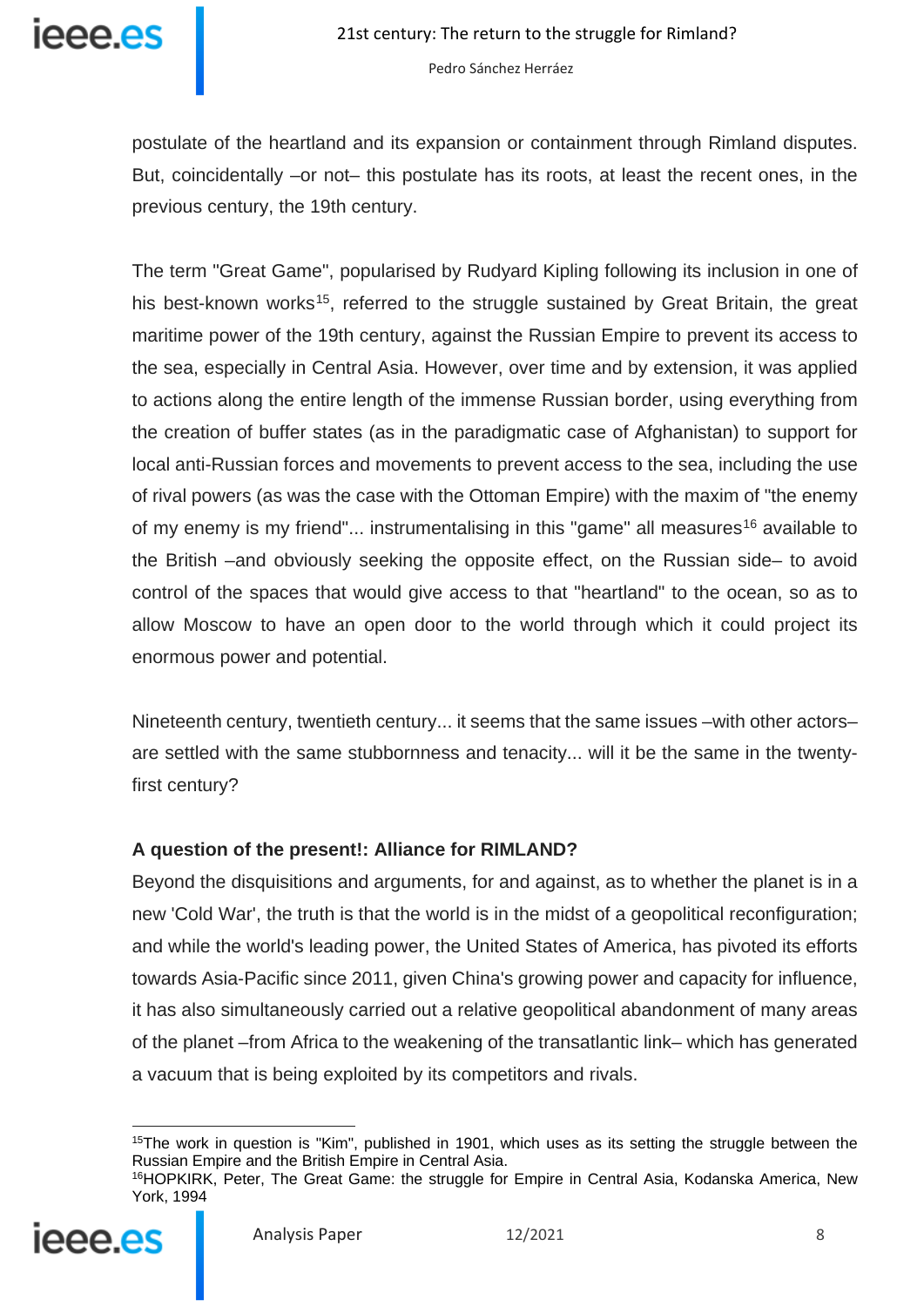postulate of the heartland and its expansion or containment through Rimland disputes. But, coincidentally –or not– this postulate has its roots, at least the recent ones, in the previous century, the 19th century.

The term "Great Game", popularised by Rudyard Kipling following its inclusion in one of his best-known works[15], referred to the struggle sustained by Great Britain, the great maritime power of the 19th century, against the Russian Empire to prevent its access to the sea, especially in Central Asia. However, over time and by extension, it was applied to actions along the entire length of the immense Russian border, using everything from the creation of buffer states (as in the paradigmatic case of Afghanistan) to support for local anti-Russian forces and movements to prevent access to the sea, including the use of rival powers (as was the case with the Ottoman Empire) with the maxim of "the enemy of my enemy is my friend"... instrumentalising in this "game" all measures[16] available to the British –and obviously seeking the opposite effect, on the Russian side– to avoid control of the spaces that would give access to that "heartland" to the ocean, so as to allow Moscow to have an open door to the world through which it could project its enormous power and potential.

Nineteenth century, twentieth century... it seems that the same issues –with other actors– are settled with the same stubbornness and tenacity... will it be the same in the twenty-first century?

### A question of the present!: Alliance for RIMLAND?

Beyond the disquisitions and arguments, for and against, as to whether the planet is in a new 'Cold War', the truth is that the world is in the midst of a geopolitical reconfiguration; and while the world's leading power, the United States of America, has pivoted its efforts towards Asia-Pacific since 2011, given China's growing power and capacity for influence, it has also simultaneously carried out a relative geopolitical abandonment of many areas of the planet –from Africa to the weakening of the transatlantic link– which has generated a vacuum that is being exploited by its competitors and rivals.

---

[15] The work in question is "Kim", published in 1901, which uses as its setting the struggle between the Russian Empire and the British Empire in Central Asia.

[16] HOPKIRK, Peter, The Great Game: the struggle for Empire in Central Asia, Kodanska America, New York, 1994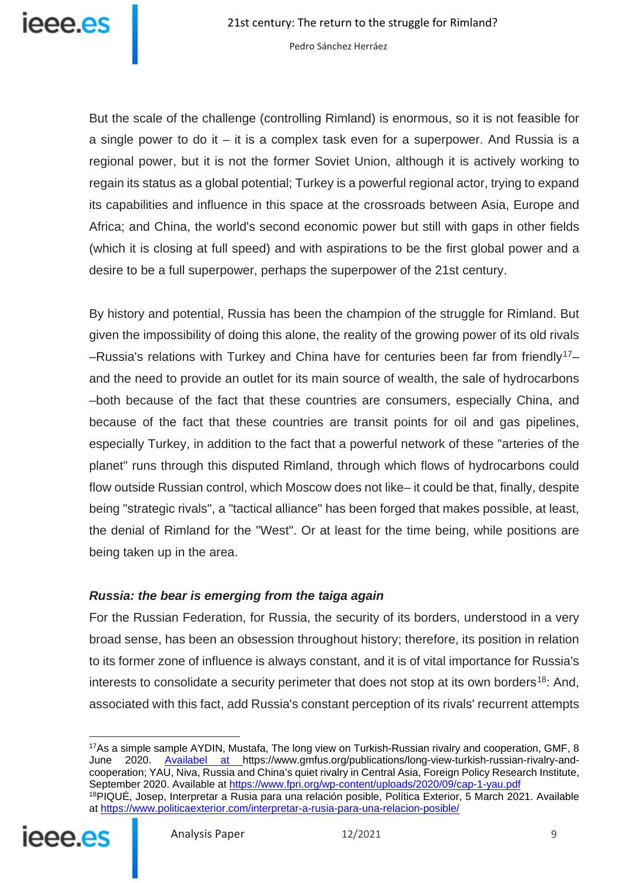But the scale of the challenge (controlling Rimland) is enormous, so it is not feasible for a single power to do it – it is a complex task even for a superpower. And Russia is a regional power, but it is not the former Soviet Union, although it is actively working to regain its status as a global potential; Turkey is a powerful regional actor, trying to expand its capabilities and influence in this space at the crossroads between Asia, Europe and Africa; and China, the world's second economic power but still with gaps in other fields (which it is closing at full speed) and with aspirations to be the first global power and a desire to be a full superpower, perhaps the superpower of the 21st century.

By history and potential, Russia has been the champion of the struggle for Rimland. But given the impossibility of doing this alone, the reality of the growing power of its old rivals –Russia's relations with Turkey and China have for centuries been far from friendly[17]– and the need to provide an outlet for its main source of wealth, the sale of hydrocarbons –both because of the fact that these countries are consumers, especially China, and because of the fact that these countries are transit points for oil and gas pipelines, especially Turkey, in addition to the fact that a powerful network of these "arteries of the planet" runs through this disputed Rimland, through which flows of hydrocarbons could flow outside Russian control, which Moscow does not like– it could be that, finally, despite being "strategic rivals", a "tactical alliance" has been forged that makes possible, at least, the denial of Rimland for the "West". Or at least for the time being, while positions are being taken up in the area.

### *Russia: the bear is emerging from the taiga again*

For the Russian Federation, for Russia, the security of its borders, understood in a very broad sense, has been an obsession throughout history; therefore, its position in relation to its former zone of influence is always constant, and it is of vital importance for Russia's interests to consolidate a security perimeter that does not stop at its own borders[18]: And, associated with this fact, add Russia's constant perception of its rivals' recurrent attempts

---

[17] As a simple sample AYDIN, Mustafa, The long view on Turkish-Russian rivalry and cooperation, GMF, 8 June 2020. Availabel at https://www.gmfus.org/publications/long-view-turkish-russian-rivalry-and-cooperation; YAU, Niva, Russia and China's quiet rivalry in Central Asia, Foreign Policy Research Institute, September 2020. Available at https://www.fpri.org/wp-content/uploads/2020/09/cap-1-yau.pdf

[18] PIQUÉ, Josep, Interpretar a Rusia para una relación posible, Política Exterior, 5 March 2021. Available at https://www.politicaexterior.com/interpretar-a-rusia-para-una-relacion-posible/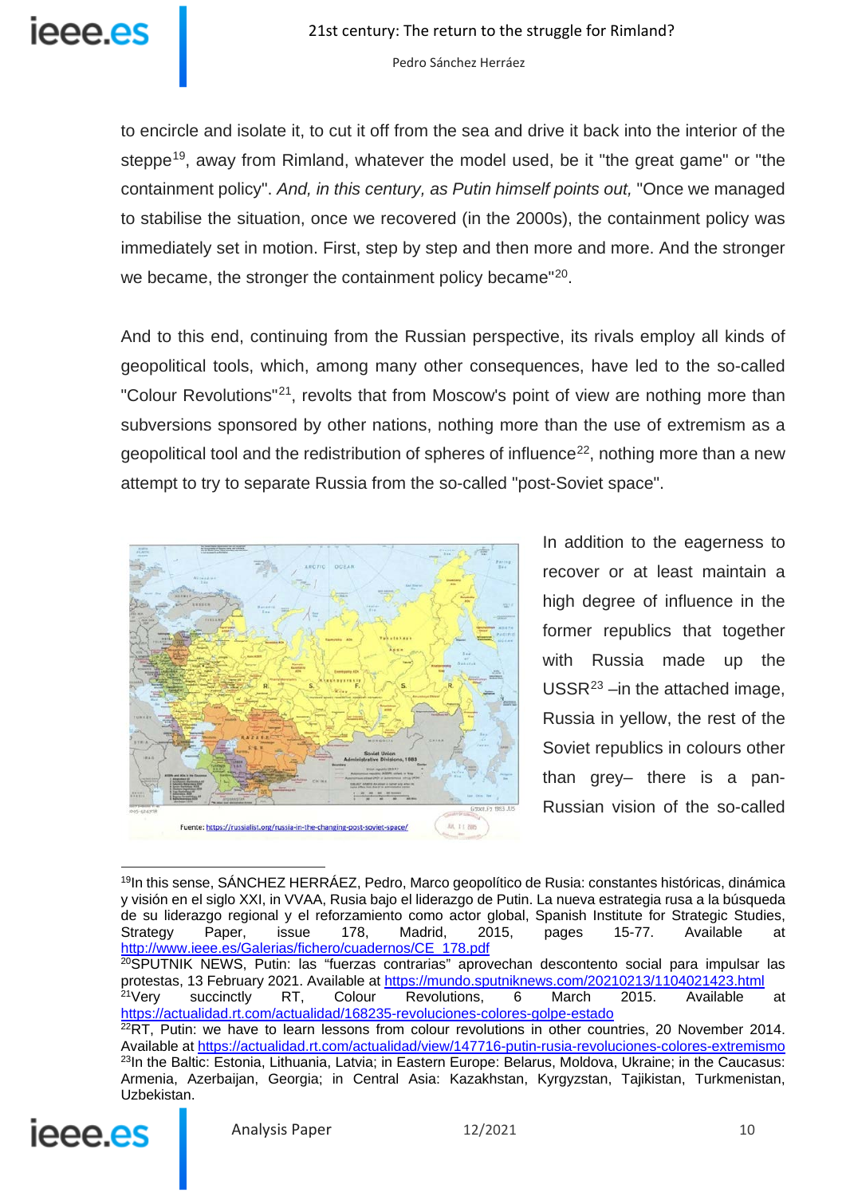to encircle and isolate it, to cut it off from the sea and drive it back into the interior of the steppe[19], away from Rimland, whatever the model used, be it "the great game" or "the containment policy". *And, in this century, as Putin himself points out,* "Once we managed to stabilise the situation, once we recovered (in the 2000s), the containment policy was immediately set in motion. First, step by step and then more and more. And the stronger we became, the stronger the containment policy became"[20].

And to this end, continuing from the Russian perspective, its rivals employ all kinds of geopolitical tools, which, among many other consequences, have led to the so-called "Colour Revolutions"[21], revolts that from Moscow's point of view are nothing more than subversions sponsored by other nations, nothing more than the use of extremism as a geopolitical tool and the redistribution of spheres of influence[22], nothing more than a new attempt to try to separate Russia from the so-called "post-Soviet space".

Fuente: https://russialist.org/russia-in-the-changing-post-soviet-space/

In addition to the eagerness to recover or at least maintain a high degree of influence in the former republics that together with Russia made up the USSR[23] –in the attached image, Russia in yellow, the rest of the Soviet republics in colours other than grey– there is a pan-Russian vision of the so-called

---

[19] In this sense, SÁNCHEZ HERRÁEZ, Pedro, Marco geopolítico de Rusia: constantes históricas, dinámica y visión en el siglo XXI, in VVAA, Rusia bajo el liderazgo de Putin. La nueva estrategia rusa a la búsqueda de su liderazgo regional y el reforzamiento como actor global, Spanish Institute for Strategic Studies, Strategy Paper, issue 178, Madrid, 2015, pages 15-77. Available at http://www.ieee.es/Galerias/fichero/cuadernos/CE_178.pdf

[20] SPUTNIK NEWS, Putin: las "fuerzas contrarias" aprovechan descontento social para impulsar las protestas, 13 February 2021. Available at https://mundo.sputniknews.com/20210213/1104021423.html

[21] Very succinctly RT, Colour Revolutions, 6 March 2015. Available at https://actualidad.rt.com/actualidad/168235-revoluciones-colores-golpe-estado

[22] RT, Putin: we have to learn lessons from colour revolutions in other countries, 20 November 2014. Available at https://actualidad.rt.com/actualidad/view/147716-putin-rusia-revoluciones-colores-extremismo

[23] In the Baltic: Estonia, Lithuania, Latvia; in Eastern Europe: Belarus, Moldova, Ukraine; in the Caucasus: Armenia, Azerbaijan, Georgia; in Central Asia: Kazakhstan, Kyrgyzstan, Tajikistan, Turkmenistan, Uzbekistan.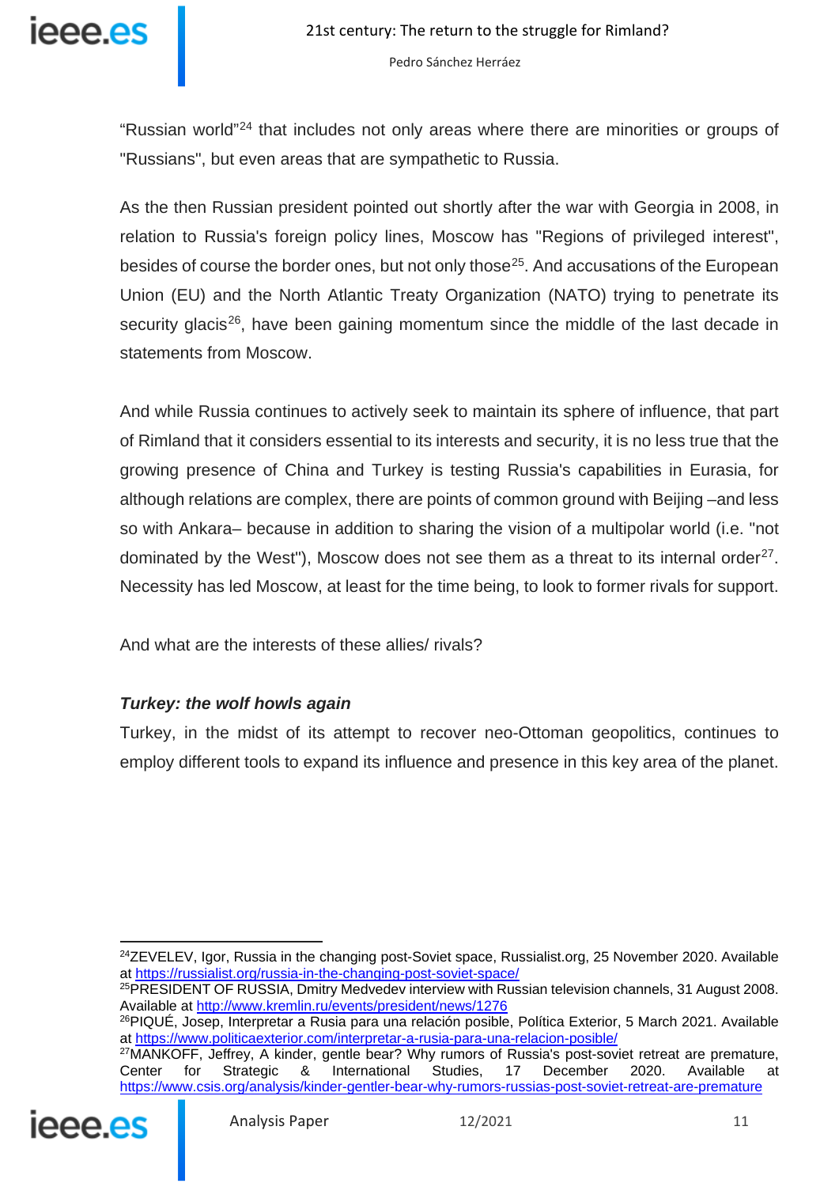"Russian world"[24] that includes not only areas where there are minorities or groups of "Russians", but even areas that are sympathetic to Russia.

As the then Russian president pointed out shortly after the war with Georgia in 2008, in relation to Russia's foreign policy lines, Moscow has "Regions of privileged interest", besides of course the border ones, but not only those[25]. And accusations of the European Union (EU) and the North Atlantic Treaty Organization (NATO) trying to penetrate its security glacis[26], have been gaining momentum since the middle of the last decade in statements from Moscow.

And while Russia continues to actively seek to maintain its sphere of influence, that part of Rimland that it considers essential to its interests and security, it is no less true that the growing presence of China and Turkey is testing Russia's capabilities in Eurasia, for although relations are complex, there are points of common ground with Beijing –and less so with Ankara– because in addition to sharing the vision of a multipolar world (i.e. "not dominated by the West"), Moscow does not see them as a threat to its internal order[27]. Necessity has led Moscow, at least for the time being, to look to former rivals for support.

And what are the interests of these allies/ rivals?

### *Turkey: the wolf howls again*

Turkey, in the midst of its attempt to recover neo-Ottoman geopolitics, continues to employ different tools to expand its influence and presence in this key area of the planet.

---

[24] ZEVELEV, Igor, Russia in the changing post-Soviet space, Russialist.org, 25 November 2020. Available at https://russialist.org/russia-in-the-changing-post-soviet-space/

[25] PRESIDENT OF RUSSIA, Dmitry Medvedev interview with Russian television channels, 31 August 2008. Available at http://www.kremlin.ru/events/president/news/1276

[26] PIQUÉ, Josep, Interpretar a Rusia para una relación posible, Política Exterior, 5 March 2021. Available at https://www.politicaexterior.com/interpretar-a-rusia-para-una-relacion-posible/

[27] MANKOFF, Jeffrey, A kinder, gentle bear? Why rumors of Russia's post-soviet retreat are premature, Center for Strategic & International Studies, 17 December 2020. Available at https://www.csis.org/analysis/kinder-gentler-bear-why-rumors-russias-post-soviet-retreat-are-premature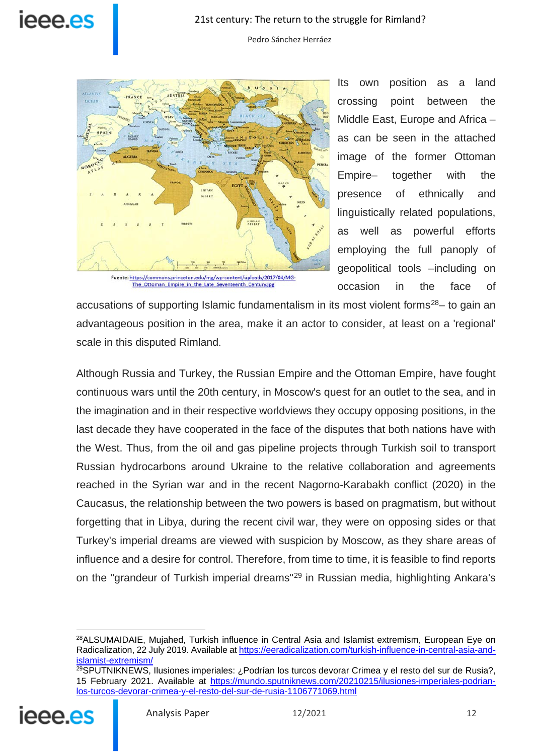Fuente: https://commons.princeton.edu/mg/wp-content/uploads/2017/04/MG-The_Ottoman_Empire_in_the_Late_Seventeenth_Century.jpg

Its own position as a land crossing point between the Middle East, Europe and Africa –as can be seen in the attached image of the former Ottoman Empire– together with the presence of ethnically and linguistically related populations, as well as powerful efforts employing the full panoply of geopolitical tools –including on occasion in the face of accusations of supporting Islamic fundamentalism in its most violent forms[28]– to gain an advantageous position in the area, make it an actor to consider, at least on a 'regional' scale in this disputed Rimland.

Although Russia and Turkey, the Russian Empire and the Ottoman Empire, have fought continuous wars until the 20th century, in Moscow's quest for an outlet to the sea, and in the imagination and in their respective worldviews they occupy opposing positions, in the last decade they have cooperated in the face of the disputes that both nations have with the West. Thus, from the oil and gas pipeline projects through Turkish soil to transport Russian hydrocarbons around Ukraine to the relative collaboration and agreements reached in the Syrian war and in the recent Nagorno-Karabakh conflict (2020) in the Caucasus, the relationship between the two powers is based on pragmatism, but without forgetting that in Libya, during the recent civil war, they were on opposing sides or that Turkey's imperial dreams are viewed with suspicion by Moscow, as they share areas of influence and a desire for control. Therefore, from time to time, it is feasible to find reports on the "grandeur of Turkish imperial dreams"[29] in Russian media, highlighting Ankara's

---

[28] ALSUMAIDAIE, Mujahed, Turkish influence in Central Asia and Islamist extremism, European Eye on Radicalization, 22 July 2019. Available at https://eeradicalization.com/turkish-influence-in-central-asia-and-islamist-extremism/

[29] SPUTNIKNEWS, Ilusiones imperiales: ¿Podrían los turcos devorar Crimea y el resto del sur de Rusia?, 15 February 2021. Available at https://mundo.sputniknews.com/20210215/ilusiones-imperiales-podrian-los-turcos-devorar-crimea-y-el-resto-del-sur-de-rusia-1106771069.html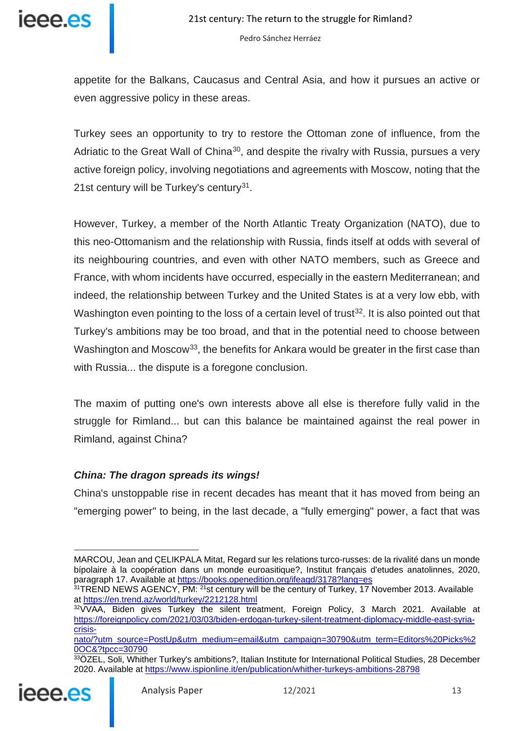appetite for the Balkans, Caucasus and Central Asia, and how it pursues an active or even aggressive policy in these areas.

Turkey sees an opportunity to try to restore the Ottoman zone of influence, from the Adriatic to the Great Wall of China[30], and despite the rivalry with Russia, pursues a very active foreign policy, involving negotiations and agreements with Moscow, noting that the 21st century will be Turkey's century[31].

However, Turkey, a member of the North Atlantic Treaty Organization (NATO), due to this neo-Ottomanism and the relationship with Russia, finds itself at odds with several of its neighbouring countries, and even with other NATO members, such as Greece and France, with whom incidents have occurred, especially in the eastern Mediterranean; and indeed, the relationship between Turkey and the United States is at a very low ebb, with Washington even pointing to the loss of a certain level of trust[32]. It is also pointed out that Turkey's ambitions may be too broad, and that in the potential need to choose between Washington and Moscow[33], the benefits for Ankara would be greater in the first case than with Russia... the dispute is a foregone conclusion.

The maxim of putting one's own interests above all else is therefore fully valid in the struggle for Rimland... but can this balance be maintained against the real power in Rimland, against China?

***China: The dragon spreads its wings!***

China's unstoppable rise in recent decades has meant that it has moved from being an "emerging power" to being, in the last decade, a "fully emerging" power, a fact that was

---

MARCOU, Jean and ÇELIKPALA Mitat, Regard sur les relations turco-russes: de la rivalité dans un monde bipolaire à la coopération dans un monde euroasitique?, Institut français d'etudes anatolinnes, 2020, paragraph 17. Available at https://books.openedition.org/ifeagd/3178?lang=es

[31] TREND NEWS AGENCY, PM: 21st century will be the century of Turkey, 17 November 2013. Available at https://en.trend.az/world/turkey/2212128.html

[32] VVAA, Biden gives Turkey the silent treatment, Foreign Policy, 3 March 2021. Available at https://foreignpolicy.com/2021/03/03/biden-erdogan-turkey-silent-treatment-diplomacy-middle-east-syria-crisis-nato/?utm_source=PostUp&utm_medium=email&utm_campaign=30790&utm_term=Editors%20Picks%20OC&?tpcc=30790

[33] ÖZEL, Soli, Whither Turkey's ambitions?, Italian Institute for International Political Studies, 28 December 2020. Available at https://www.ispionline.it/en/publication/whither-turkeys-ambitions-28798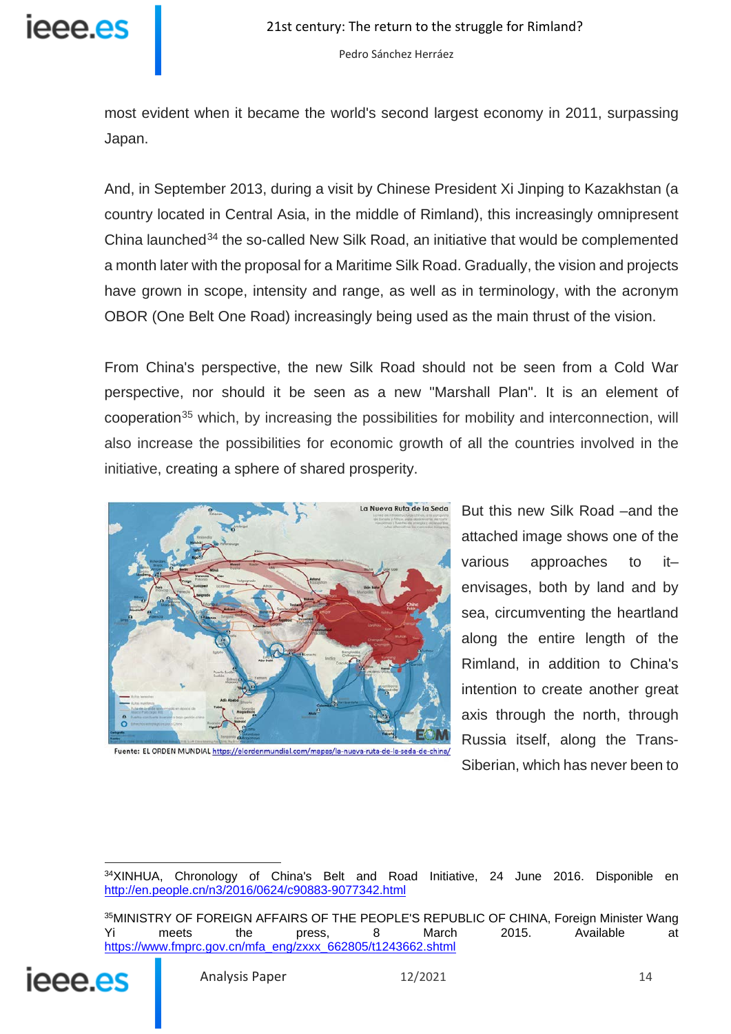most evident when it became the world's second largest economy in 2011, surpassing Japan.

And, in September 2013, during a visit by Chinese President Xi Jinping to Kazakhstan (a country located in Central Asia, in the middle of Rimland), this increasingly omnipresent China launched[34] the so-called New Silk Road, an initiative that would be complemented a month later with the proposal for a Maritime Silk Road. Gradually, the vision and projects have grown in scope, intensity and range, as well as in terminology, with the acronym OBOR (One Belt One Road) increasingly being used as the main thrust of the vision.

From China's perspective, the new Silk Road should not be seen from a Cold War perspective, nor should it be seen as a new "Marshall Plan". It is an element of cooperation[35] which, by increasing the possibilities for mobility and interconnection, will also increase the possibilities for economic growth of all the countries involved in the initiative, creating a sphere of shared prosperity.

Fuente: EL ORDEN MUNDIAL https://elordenmundial.com/mapas/la-nueva-ruta-de-la-seda-de-china/

But this new Silk Road –and the attached image shows one of the various approaches to it– envisages, both by land and by sea, circumventing the heartland along the entire length of the Rimland, in addition to China's intention to create another great axis through the north, through Russia itself, along the Trans-Siberian, which has never been to

[34] XINHUA, Chronology of China's Belt and Road Initiative, 24 June 2016. Disponible en http://en.people.cn/n3/2016/0624/c90883-9077342.html

[35] MINISTRY OF FOREIGN AFFAIRS OF THE PEOPLE'S REPUBLIC OF CHINA, Foreign Minister Wang Yi meets the press, 8 March 2015. Available at https://www.fmprc.gov.cn/mfa_eng/zxxx_662805/t1243662.shtml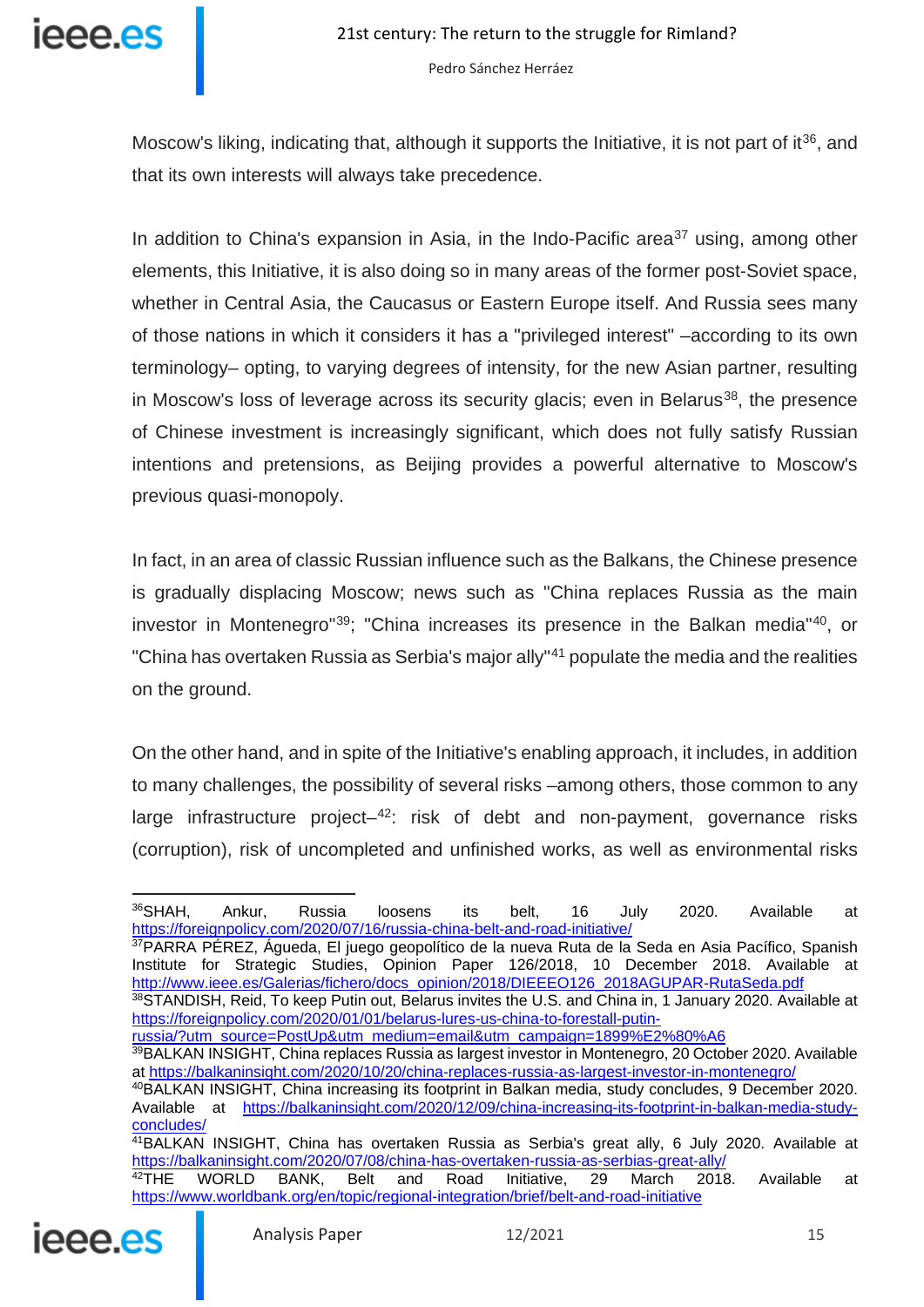Moscow's liking, indicating that, although it supports the Initiative, it is not part of it[36], and that its own interests will always take precedence.

In addition to China's expansion in Asia, in the Indo-Pacific area[37] using, among other elements, this Initiative, it is also doing so in many areas of the former post-Soviet space, whether in Central Asia, the Caucasus or Eastern Europe itself. And Russia sees many of those nations in which it considers it has a "privileged interest" –according to its own terminology– opting, to varying degrees of intensity, for the new Asian partner, resulting in Moscow's loss of leverage across its security glacis; even in Belarus[38], the presence of Chinese investment is increasingly significant, which does not fully satisfy Russian intentions and pretensions, as Beijing provides a powerful alternative to Moscow's previous quasi-monopoly.

In fact, in an area of classic Russian influence such as the Balkans, the Chinese presence is gradually displacing Moscow; news such as "China replaces Russia as the main investor in Montenegro"[39]; "China increases its presence in the Balkan media"[40], or "China has overtaken Russia as Serbia's major ally"[41] populate the media and the realities on the ground.

On the other hand, and in spite of the Initiative's enabling approach, it includes, in addition to many challenges, the possibility of several risks –among others, those common to any large infrastructure project–[42]: risk of debt and non-payment, governance risks (corruption), risk of uncompleted and unfinished works, as well as environmental risks

---

[36] SHAH, Ankur, Russia loosens its belt, 16 July 2020. Available at https://foreignpolicy.com/2020/07/16/russia-china-belt-and-road-initiative/

[37] PARRA PÉREZ, Águeda, El juego geopolítico de la nueva Ruta de la Seda en Asia Pacífico, Spanish Institute for Strategic Studies, Opinion Paper 126/2018, 10 December 2018. Available at http://www.ieee.es/Galerias/fichero/docs_opinion/2018/DIEEEO126_2018AGUPAR-RutaSeda.pdf

[38] STANDISH, Reid, To keep Putin out, Belarus invites the U.S. and China in, 1 January 2020. Available at https://foreignpolicy.com/2020/01/01/belarus-lures-us-china-to-forestall-putin-russia/?utm_source=PostUp&utm_medium=email&utm_campaign=1899%E2%80%A6

[39] BALKAN INSIGHT, China replaces Russia as largest investor in Montenegro, 20 October 2020. Available at https://balkaninsight.com/2020/10/20/china-replaces-russia-as-largest-investor-in-montenegro/

[40] BALKAN INSIGHT, China increasing its footprint in Balkan media, study concludes, 9 December 2020. Available at https://balkaninsight.com/2020/12/09/china-increasing-its-footprint-in-balkan-media-study-concludes/

[41] BALKAN INSIGHT, China has overtaken Russia as Serbia's great ally, 6 July 2020. Available at https://balkaninsight.com/2020/07/08/china-has-overtaken-russia-as-serbias-great-ally/

[42] THE WORLD BANK, Belt and Road Initiative, 29 March 2018. Available at https://www.worldbank.org/en/topic/regional-integration/brief/belt-and-road-initiative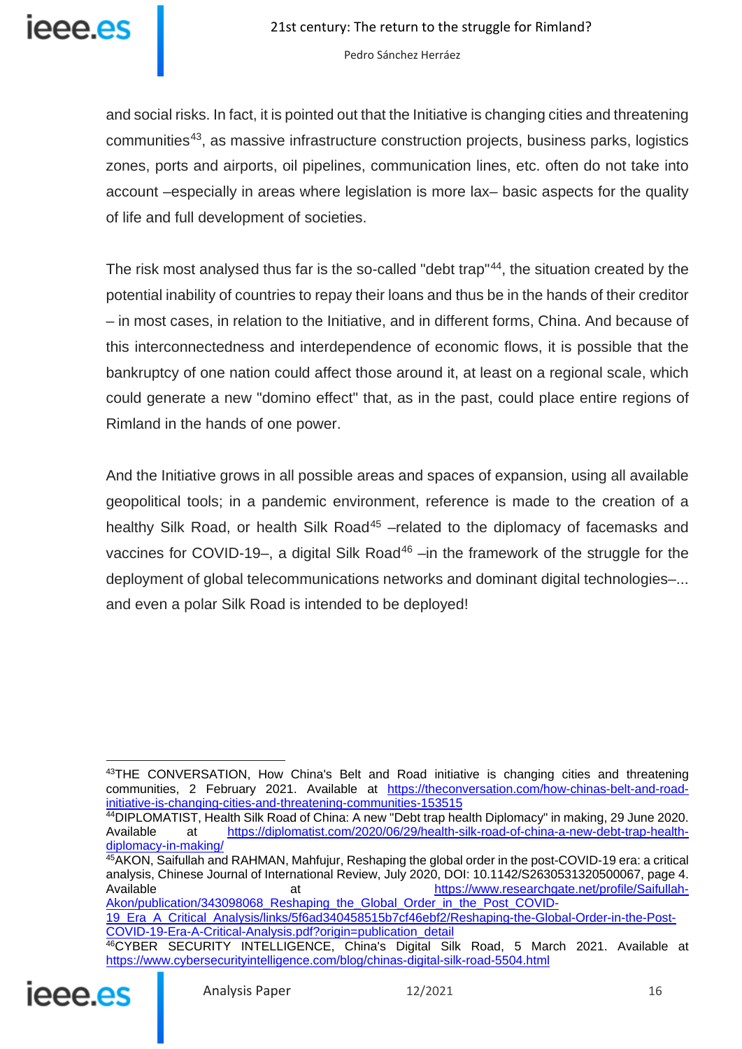and social risks. In fact, it is pointed out that the Initiative is changing cities and threatening communities[43], as massive infrastructure construction projects, business parks, logistics zones, ports and airports, oil pipelines, communication lines, etc. often do not take into account –especially in areas where legislation is more lax– basic aspects for the quality of life and full development of societies.

The risk most analysed thus far is the so-called "debt trap"[44], the situation created by the potential inability of countries to repay their loans and thus be in the hands of their creditor – in most cases, in relation to the Initiative, and in different forms, China. And because of this interconnectedness and interdependence of economic flows, it is possible that the bankruptcy of one nation could affect those around it, at least on a regional scale, which could generate a new "domino effect" that, as in the past, could place entire regions of Rimland in the hands of one power.

And the Initiative grows in all possible areas and spaces of expansion, using all available geopolitical tools; in a pandemic environment, reference is made to the creation of a healthy Silk Road, or health Silk Road[45] –related to the diplomacy of facemasks and vaccines for COVID-19–, a digital Silk Road[46] –in the framework of the struggle for the deployment of global telecommunications networks and dominant digital technologies–... and even a polar Silk Road is intended to be deployed!

---

[43]THE CONVERSATION, How China's Belt and Road initiative is changing cities and threatening communities, 2 February 2021. Available at https://theconversation.com/how-chinas-belt-and-road-initiative-is-changing-cities-and-threatening-communities-153515

[44]DIPLOMATIST, Health Silk Road of China: A new "Debt trap health Diplomacy" in making, 29 June 2020. Available at https://diplomatist.com/2020/06/29/health-silk-road-of-china-a-new-debt-trap-health-diplomacy-in-making/

[45]AKON, Saifullah and RAHMAN, Mahfujur, Reshaping the global order in the post-COVID-19 era: a critical analysis, Chinese Journal of International Review, July 2020, DOI: 10.1142/S2630531320500067, page 4. Available at https://www.researchgate.net/profile/Saifullah-Akon/publication/343098068_Reshaping_the_Global_Order_in_the_Post_COVID-19_Era_A_Critical_Analysis/links/5f6ad340458515b7cf46ebf2/Reshaping-the-Global-Order-in-the-Post-COVID-19-Era-A-Critical-Analysis.pdf?origin=publication_detail

[46]CYBER SECURITY INTELLIGENCE, China's Digital Silk Road, 5 March 2021. Available at https://www.cybersecurityintelligence.com/blog/chinas-digital-silk-road-5504.html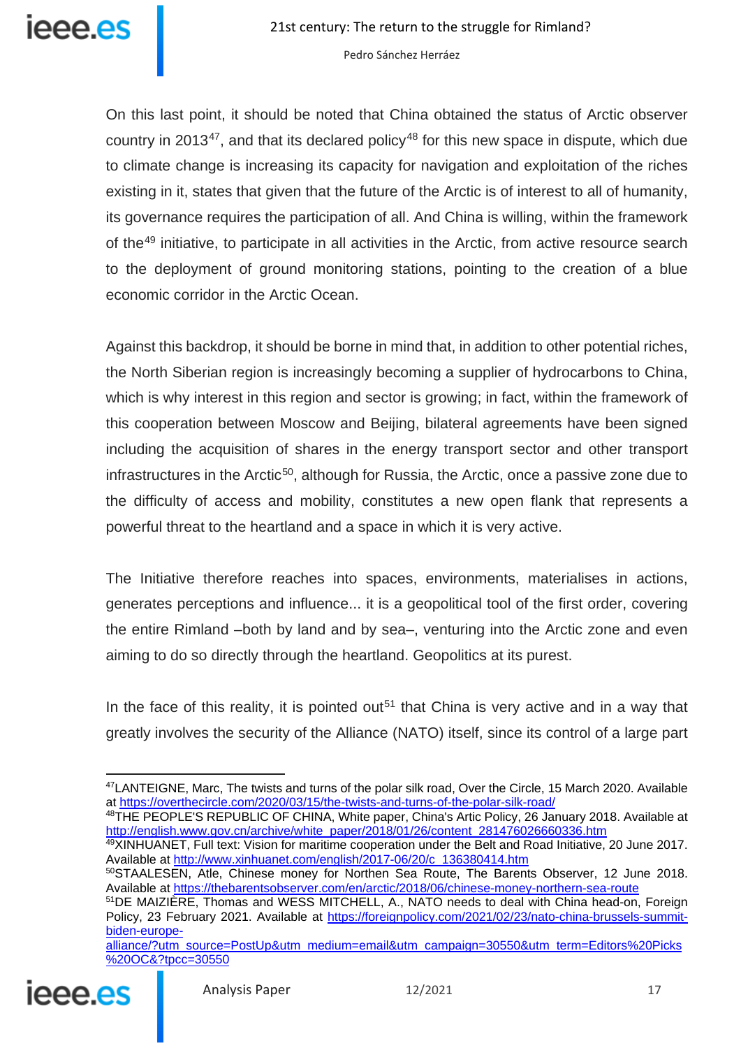On this last point, it should be noted that China obtained the status of Arctic observer country in 2013[47], and that its declared policy[48] for this new space in dispute, which due to climate change is increasing its capacity for navigation and exploitation of the riches existing in it, states that given that the future of the Arctic is of interest to all of humanity, its governance requires the participation of all. And China is willing, within the framework of the[49] initiative, to participate in all activities in the Arctic, from active resource search to the deployment of ground monitoring stations, pointing to the creation of a blue economic corridor in the Arctic Ocean.

Against this backdrop, it should be borne in mind that, in addition to other potential riches, the North Siberian region is increasingly becoming a supplier of hydrocarbons to China, which is why interest in this region and sector is growing; in fact, within the framework of this cooperation between Moscow and Beijing, bilateral agreements have been signed including the acquisition of shares in the energy transport sector and other transport infrastructures in the Arctic[50], although for Russia, the Arctic, once a passive zone due to the difficulty of access and mobility, constitutes a new open flank that represents a powerful threat to the heartland and a space in which it is very active.

The Initiative therefore reaches into spaces, environments, materialises in actions, generates perceptions and influence... it is a geopolitical tool of the first order, covering the entire Rimland –both by land and by sea–, venturing into the Arctic zone and even aiming to do so directly through the heartland. Geopolitics at its purest.

In the face of this reality, it is pointed out[51] that China is very active and in a way that greatly involves the security of the Alliance (NATO) itself, since its control of a large part

---

[47] LANTEIGNE, Marc, The twists and turns of the polar silk road, Over the Circle, 15 March 2020. Available at https://overthecircle.com/2020/03/15/the-twists-and-turns-of-the-polar-silk-road/

[48] THE PEOPLE'S REPUBLIC OF CHINA, White paper, China's Artic Policy, 26 January 2018. Available at http://english.www.gov.cn/archive/white_paper/2018/01/26/content_281476026660336.htm

[49] XINHUANET, Full text: Vision for maritime cooperation under the Belt and Road Initiative, 20 June 2017. Available at http://www.xinhuanet.com/english/2017-06/20/c_136380414.htm

[50] STAALESEN, Atle, Chinese money for Northen Sea Route, The Barents Observer, 12 June 2018. Available at https://thebarentsobserver.com/en/arctic/2018/06/chinese-money-northern-sea-route

[51] DE MAIZIÈRE, Thomas and WESS MITCHELL, A., NATO needs to deal with China head-on, Foreign Policy, 23 February 2021. Available at https://foreignpolicy.com/2021/02/23/nato-china-brussels-summit-biden-europe-alliance/?utm_source=PostUp&utm_medium=email&utm_campaign=30550&utm_term=Editors%20Picks%20OC&?tpcc=30550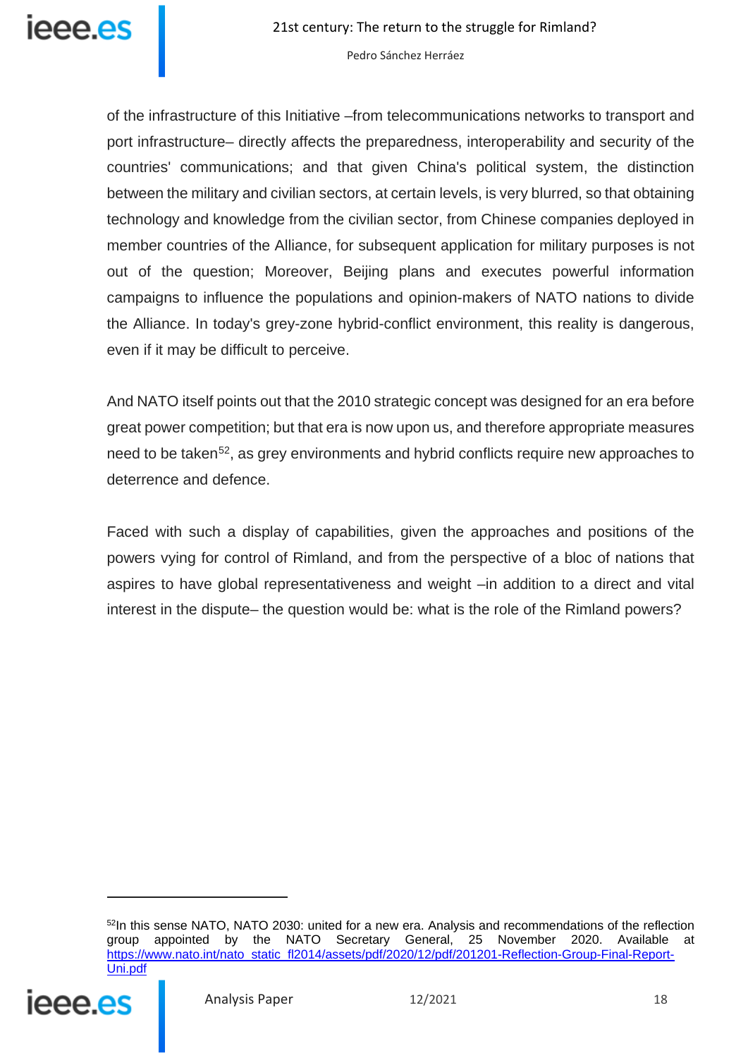of the infrastructure of this Initiative –from telecommunications networks to transport and port infrastructure– directly affects the preparedness, interoperability and security of the countries' communications; and that given China's political system, the distinction between the military and civilian sectors, at certain levels, is very blurred, so that obtaining technology and knowledge from the civilian sector, from Chinese companies deployed in member countries of the Alliance, for subsequent application for military purposes is not out of the question; Moreover, Beijing plans and executes powerful information campaigns to influence the populations and opinion-makers of NATO nations to divide the Alliance. In today's grey-zone hybrid-conflict environment, this reality is dangerous, even if it may be difficult to perceive.

And NATO itself points out that the 2010 strategic concept was designed for an era before great power competition; but that era is now upon us, and therefore appropriate measures need to be taken[52], as grey environments and hybrid conflicts require new approaches to deterrence and defence.

Faced with such a display of capabilities, given the approaches and positions of the powers vying for control of Rimland, and from the perspective of a bloc of nations that aspires to have global representativeness and weight –in addition to a direct and vital interest in the dispute– the question would be: what is the role of the Rimland powers?

---

[52] In this sense NATO, NATO 2030: united for a new era. Analysis and recommendations of the reflection group appointed by the NATO Secretary General, 25 November 2020. Available at https://www.nato.int/nato_static_fl2014/assets/pdf/2020/12/pdf/201201-Reflection-Group-Final-Report-Uni.pdf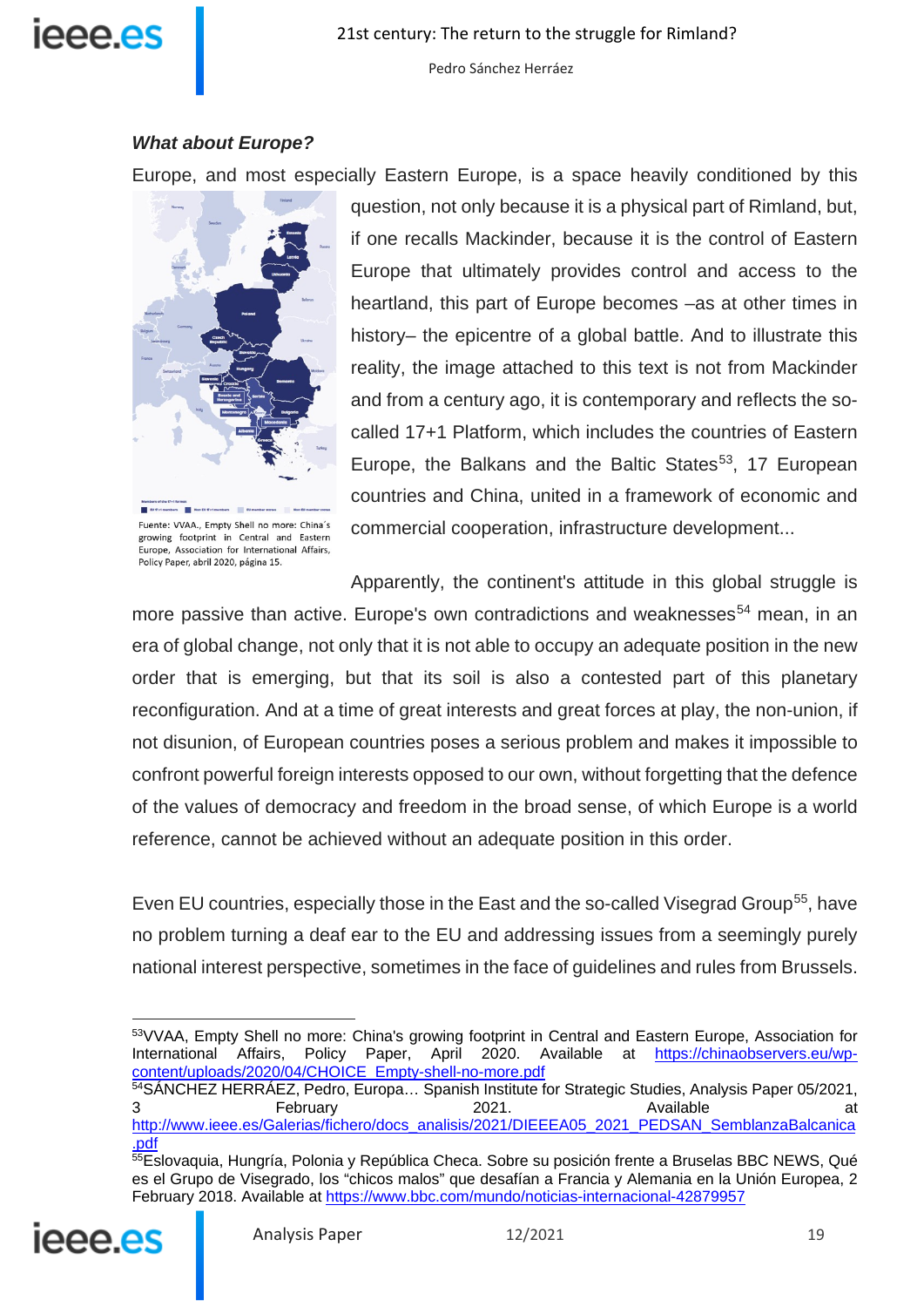### *What about Europe?*

Europe, and most especially Eastern Europe, is a space heavily conditioned by this question, not only because it is a physical part of Rimland, but, if one recalls Mackinder, because it is the control of Eastern Europe that ultimately provides control and access to the heartland, this part of Europe becomes –as at other times in history– the epicentre of a global battle. And to illustrate this reality, the image attached to this text is not from Mackinder and from a century ago, it is contemporary and reflects the so-called 17+1 Platform, which includes the countries of Eastern Europe, the Balkans and the Baltic States[53], 17 European countries and China, united in a framework of economic and commercial cooperation, infrastructure development...

Fuente: VVAA., Empty Shell no more: China´s growing footprint in Central and Eastern Europe, Association for International Affairs, Policy Paper, abril 2020, página 15.

Apparently, the continent's attitude in this global struggle is more passive than active. Europe's own contradictions and weaknesses[54] mean, in an era of global change, not only that it is not able to occupy an adequate position in the new order that is emerging, but that its soil is also a contested part of this planetary reconfiguration. And at a time of great interests and great forces at play, the non-union, if not disunion, of European countries poses a serious problem and makes it impossible to confront powerful foreign interests opposed to our own, without forgetting that the defence of the values of democracy and freedom in the broad sense, of which Europe is a world reference, cannot be achieved without an adequate position in this order.

Even EU countries, especially those in the East and the so-called Visegrad Group[55], have no problem turning a deaf ear to the EU and addressing issues from a seemingly purely national interest perspective, sometimes in the face of guidelines and rules from Brussels.

---

[53] VVAA, Empty Shell no more: China's growing footprint in Central and Eastern Europe, Association for International Affairs, Policy Paper, April 2020. Available at https://chinaobservers.eu/wp-content/uploads/2020/04/CHOICE_Empty-shell-no-more.pdf

[54] SÁNCHEZ HERRÁEZ, Pedro, Europa… Spanish Institute for Strategic Studies, Analysis Paper 05/2021, 3 February 2021. Available at http://www.ieee.es/Galerias/fichero/docs_analisis/2021/DIEEEA05_2021_PEDSAN_SemblanzaBalcanica.pdf

[55] Eslovaquia, Hungría, Polonia y República Checa. Sobre su posición frente a Bruselas BBC NEWS, Qué es el Grupo de Visegrado, los "chicos malos" que desafían a Francia y Alemania en la Unión Europea, 2 February 2018. Available at https://www.bbc.com/mundo/noticias-internacional-42879957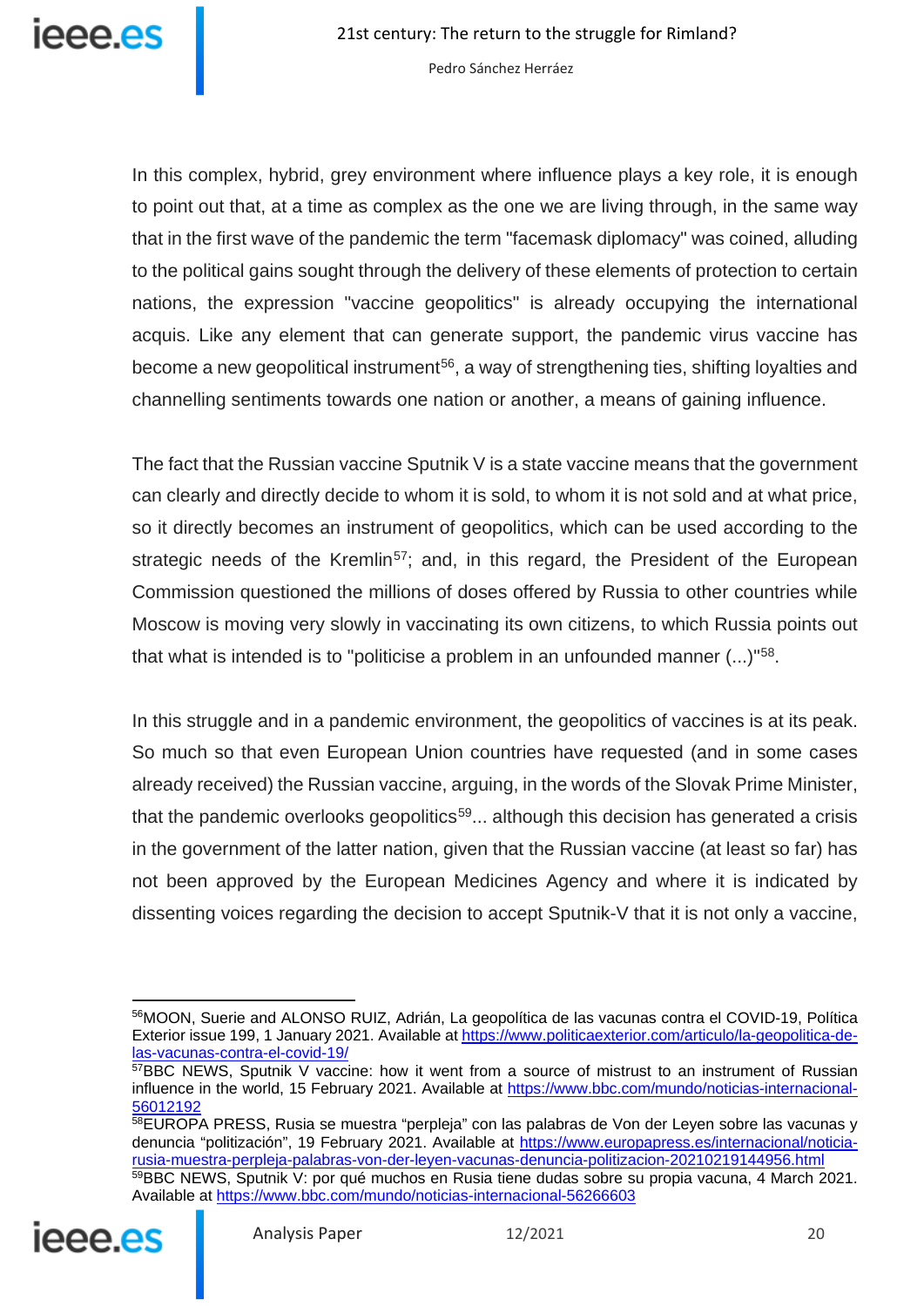In this complex, hybrid, grey environment where influence plays a key role, it is enough to point out that, at a time as complex as the one we are living through, in the same way that in the first wave of the pandemic the term "facemask diplomacy" was coined, alluding to the political gains sought through the delivery of these elements of protection to certain nations, the expression "vaccine geopolitics" is already occupying the international acquis. Like any element that can generate support, the pandemic virus vaccine has become a new geopolitical instrument[56], a way of strengthening ties, shifting loyalties and channelling sentiments towards one nation or another, a means of gaining influence.

The fact that the Russian vaccine Sputnik V is a state vaccine means that the government can clearly and directly decide to whom it is sold, to whom it is not sold and at what price, so it directly becomes an instrument of geopolitics, which can be used according to the strategic needs of the Kremlin[57]; and, in this regard, the President of the European Commission questioned the millions of doses offered by Russia to other countries while Moscow is moving very slowly in vaccinating its own citizens, to which Russia points out that what is intended is to "politicise a problem in an unfounded manner (...)"[58].

In this struggle and in a pandemic environment, the geopolitics of vaccines is at its peak. So much so that even European Union countries have requested (and in some cases already received) the Russian vaccine, arguing, in the words of the Slovak Prime Minister, that the pandemic overlooks geopolitics[59]... although this decision has generated a crisis in the government of the latter nation, given that the Russian vaccine (at least so far) has not been approved by the European Medicines Agency and where it is indicated by dissenting voices regarding the decision to accept Sputnik-V that it is not only a vaccine,

---

[56] MOON, Suerie and ALONSO RUIZ, Adrián, La geopolítica de las vacunas contra el COVID-19, Política Exterior issue 199, 1 January 2021. Available at https://www.politicaexterior.com/articulo/la-geopolitica-de-las-vacunas-contra-el-covid-19/

[57] BBC NEWS, Sputnik V vaccine: how it went from a source of mistrust to an instrument of Russian influence in the world, 15 February 2021. Available at https://www.bbc.com/mundo/noticias-internacional-56012192

[58] EUROPA PRESS, Rusia se muestra "perpleja" con las palabras de Von der Leyen sobre las vacunas y denuncia "politización", 19 February 2021. Available at https://www.europapress.es/internacional/noticia-rusia-muestra-perpleja-palabras-von-der-leyen-vacunas-denuncia-politizacion-20210219144956.html

[59] BBC NEWS, Sputnik V: por qué muchos en Rusia tiene dudas sobre su propia vacuna, 4 March 2021. Available at https://www.bbc.com/mundo/noticias-internacional-56266603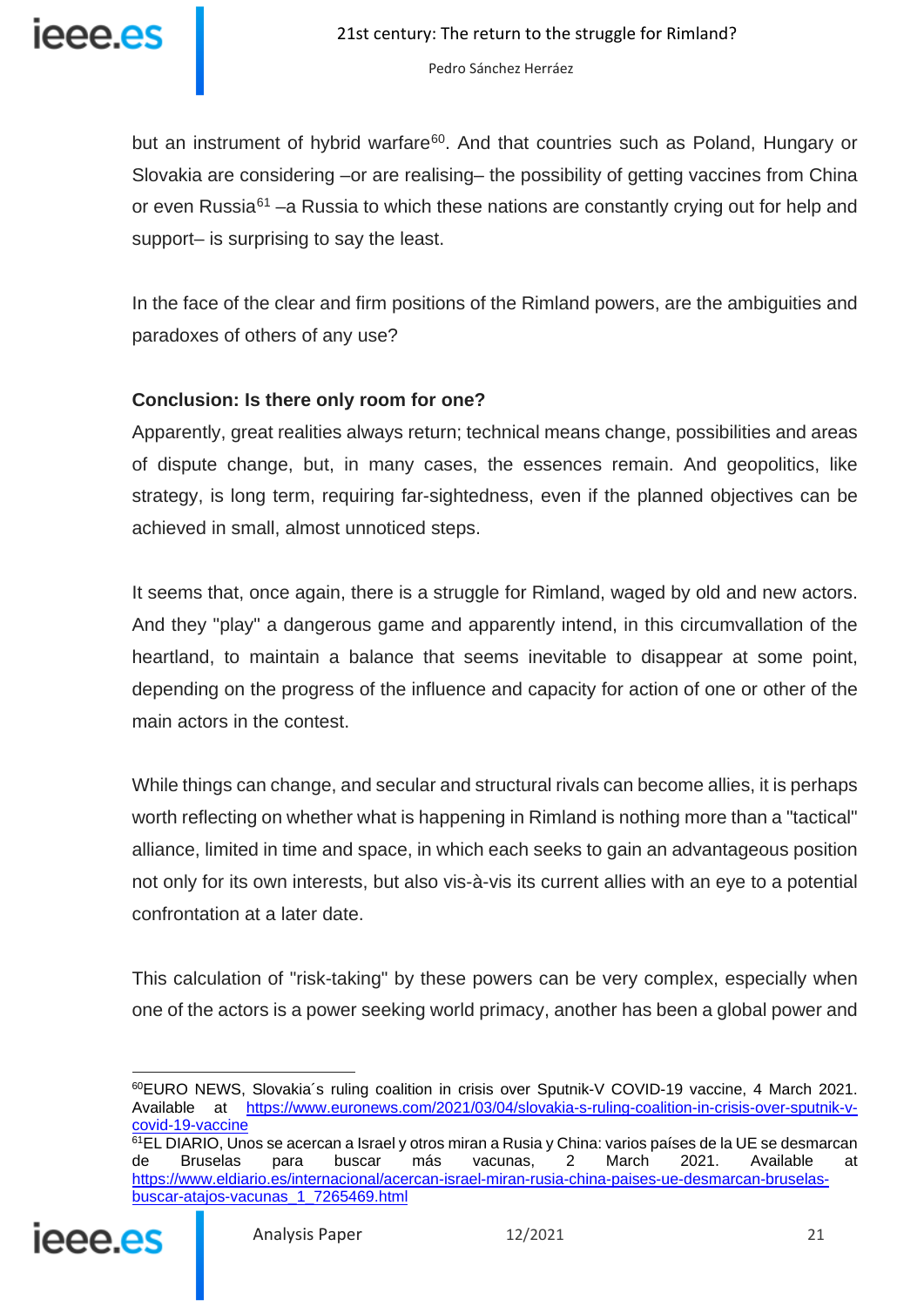but an instrument of hybrid warfare[60]. And that countries such as Poland, Hungary or Slovakia are considering –or are realising– the possibility of getting vaccines from China or even Russia[61] –a Russia to which these nations are constantly crying out for help and support– is surprising to say the least.

In the face of the clear and firm positions of the Rimland powers, are the ambiguities and paradoxes of others of any use?

**Conclusion: Is there only room for one?**

Apparently, great realities always return; technical means change, possibilities and areas of dispute change, but, in many cases, the essences remain. And geopolitics, like strategy, is long term, requiring far-sightedness, even if the planned objectives can be achieved in small, almost unnoticed steps.

It seems that, once again, there is a struggle for Rimland, waged by old and new actors. And they "play" a dangerous game and apparently intend, in this circumvallation of the heartland, to maintain a balance that seems inevitable to disappear at some point, depending on the progress of the influence and capacity for action of one or other of the main actors in the contest.

While things can change, and secular and structural rivals can become allies, it is perhaps worth reflecting on whether what is happening in Rimland is nothing more than a "tactical" alliance, limited in time and space, in which each seeks to gain an advantageous position not only for its own interests, but also vis-à-vis its current allies with an eye to a potential confrontation at a later date.

This calculation of "risk-taking" by these powers can be very complex, especially when one of the actors is a power seeking world primacy, another has been a global power and

---

[60] EURO NEWS, Slovakia´s ruling coalition in crisis over Sputnik-V COVID-19 vaccine, 4 March 2021. Available at https://www.euronews.com/2021/03/04/slovakia-s-ruling-coalition-in-crisis-over-sputnik-v-covid-19-vaccine

[61] EL DIARIO, Unos se acercan a Israel y otros miran a Rusia y China: varios países de la UE se desmarcan de Bruselas para buscar más vacunas, 2 March 2021. Available at https://www.eldiario.es/internacional/acercan-israel-miran-rusia-china-paises-ue-desmarcan-bruselas-buscar-atajos-vacunas_1_7265469.html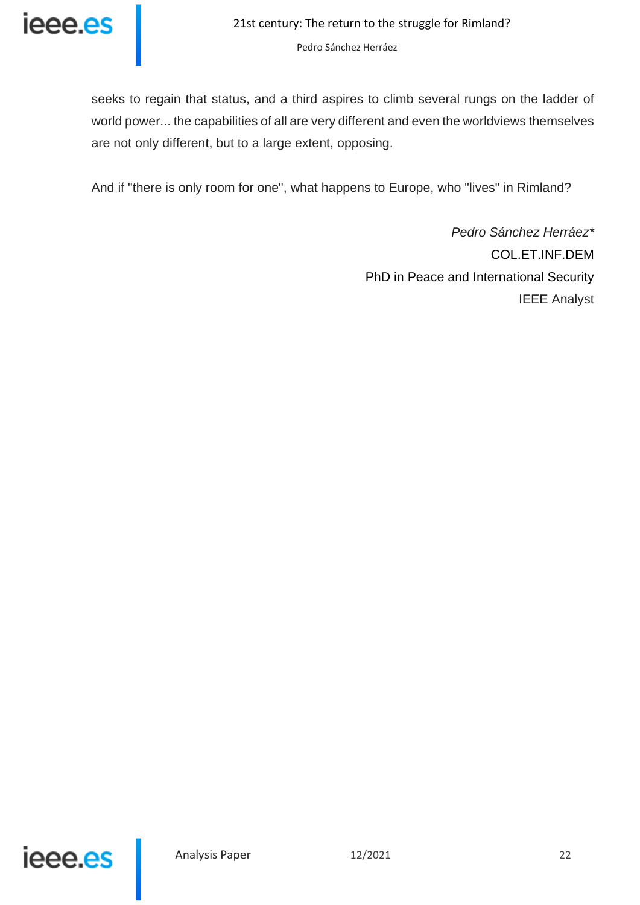seeks to regain that status, and a third aspires to climb several rungs on the ladder of world power... the capabilities of all are very different and even the worldviews themselves are not only different, but to a large extent, opposing.

And if "there is only room for one", what happens to Europe, who "lives" in Rimland?

*Pedro Sánchez Herráez**
COL.ET.INF.DEM
PhD in Peace and International Security
IEEE Analyst